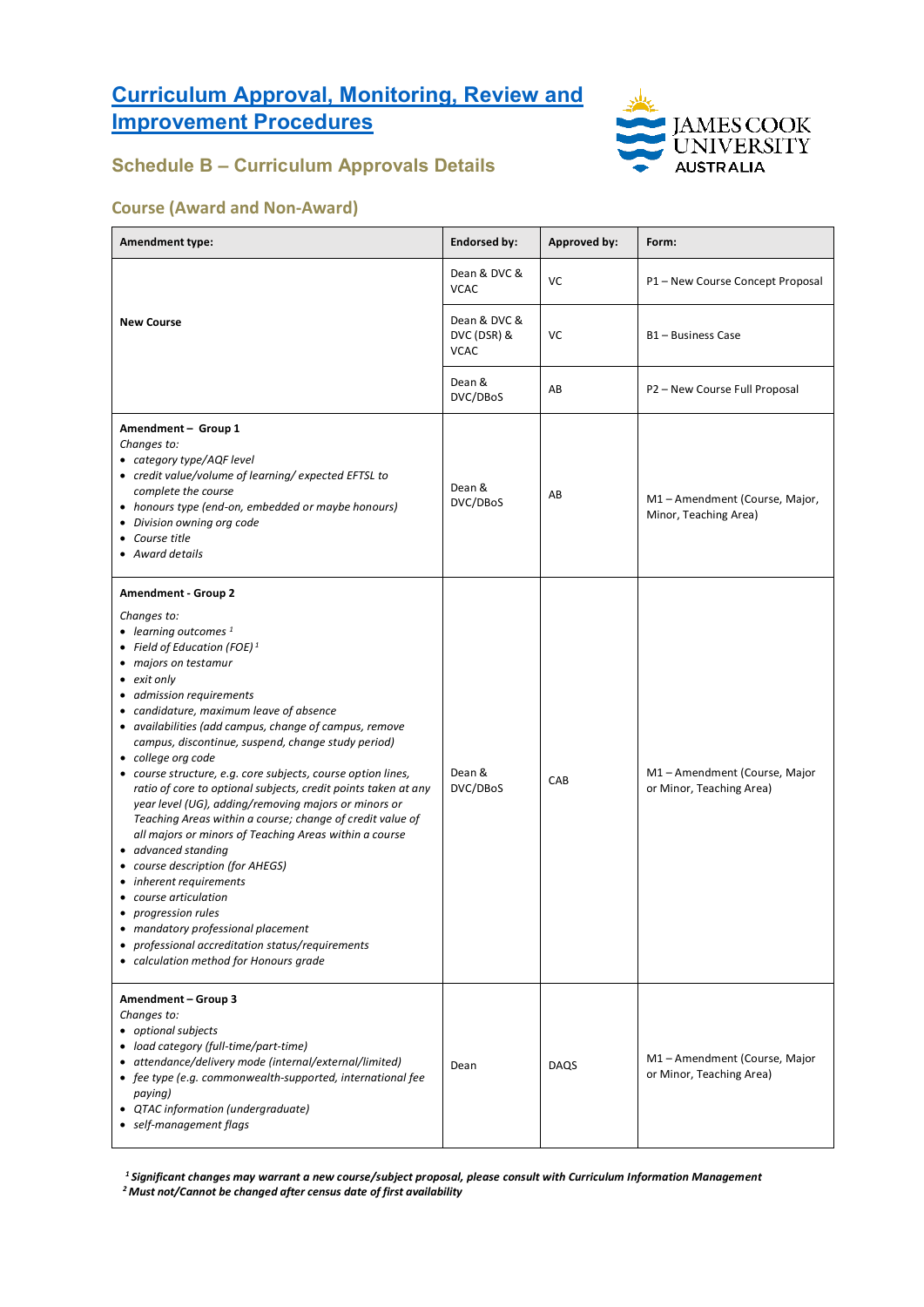# [Curriculum Approval, Monitoring, Review and Improvement Procedures]

## Schedule B – Curriculum Approvals Details

### Course (Award and Non-Award)

| Amendment type: | Endorsed by: | Approved by: | Form: |
|---|---|---|---|
| **New Course** | Dean & DVC & VCAC | VC | P1 – New Course Concept Proposal |
| | Dean & DVC & DVC (DSR) & VCAC | VC | B1 – Business Case |
| | Dean & DVC/DBoS | AB | P2 – New Course Full Proposal |
| **Amendment – Group 1**<br>*Changes to:*<br>• *category type/AQF level*<br>• *credit value/volume of learning/ expected EFTSL to complete the course*<br>• *honours type (end-on, embedded or maybe honours)*<br>• *Division owning org code*<br>• *Course title*<br>• *Award details* | Dean & DVC/DBoS | AB | M1 – Amendment (Course, Major, Minor, Teaching Area) |
| **Amendment - Group 2**<br>*Changes to:*<br>• *learning outcomes* [1]<br>• *Field of Education (FOE)* [1]<br>• *majors on testamur*<br>• *exit only*<br>• *admission requirements*<br>• *candidature, maximum leave of absence*<br>• *availabilities (add campus, change of campus, remove campus, discontinue, suspend, change study period)*<br>• *college org code*<br>• *course structure, e.g. core subjects, course option lines, ratio of core to optional subjects, credit points taken at any year level (UG), adding/removing majors or minors or Teaching Areas within a course; change of credit value of all majors or minors of Teaching Areas within a course*<br>• *advanced standing*<br>• *course description (for AHEGS)*<br>• *inherent requirements*<br>• *course articulation*<br>• *progression rules*<br>• *mandatory professional placement*<br>• *professional accreditation status/requirements*<br>• *calculation method for Honours grade* | Dean & DVC/DBoS | CAB | M1 – Amendment (Course, Major or Minor, Teaching Area) |
| **Amendment – Group 3**<br>*Changes to:*<br>• *optional subjects*<br>• *load category (full-time/part-time)*<br>• *attendance/delivery mode (internal/external/limited)*<br>• *fee type (e.g. commonwealth-supported, international fee paying)*<br>• *QTAC information (undergraduate)*<br>• *self-management flags* | Dean | DAQS | M1 – Amendment (Course, Major or Minor, Teaching Area) |

***[1] Significant changes may warrant a new course/subject proposal, please consult with Curriculum Information Management***
***[2] Must not/Cannot be changed after census date of first availability***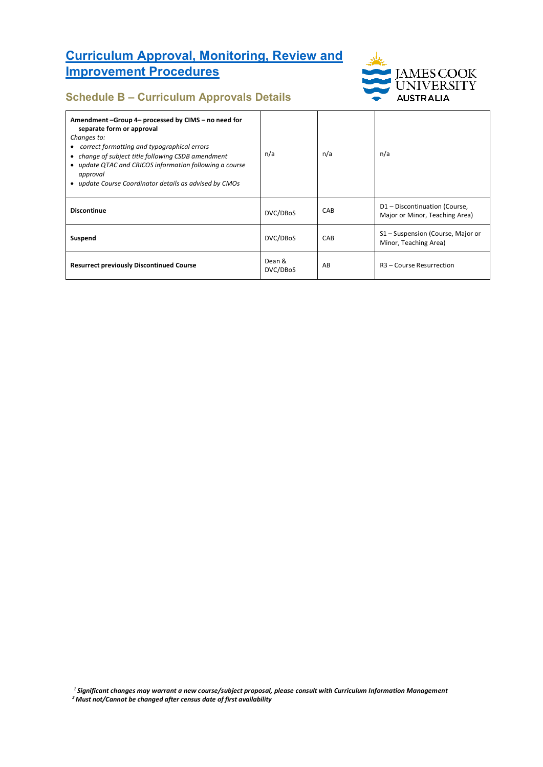# Curriculum Approval, Monitoring, Review and Improvement Procedures

## Schedule B – Curriculum Approvals Details

| | | | |
|---|---|---|---|
| **Amendment –Group 4– processed by CIMS – no need for separate form or approval**<br>*Changes to:*<br>• *correct formatting and typographical errors*<br>• *change of subject title following CSDB amendment*<br>• *update QTAC and CRICOS information following a course approval*<br>• *update Course Coordinator details as advised by CMOs* | n/a | n/a | n/a |
| **Discontinue** | DVC/DBoS | CAB | D1 – Discontinuation (Course, Major or Minor, Teaching Area) |
| **Suspend** | DVC/DBoS | CAB | S1 – Suspension (Course, Major or Minor, Teaching Area) |
| **Resurrect previously Discontinued Course** | Dean & DVC/DBoS | AB | R3 – Course Resurrection |

***[1] Significant changes may warrant a new course/subject proposal, please consult with Curriculum Information Management***
***[2] Must not/Cannot be changed after census date of first availability***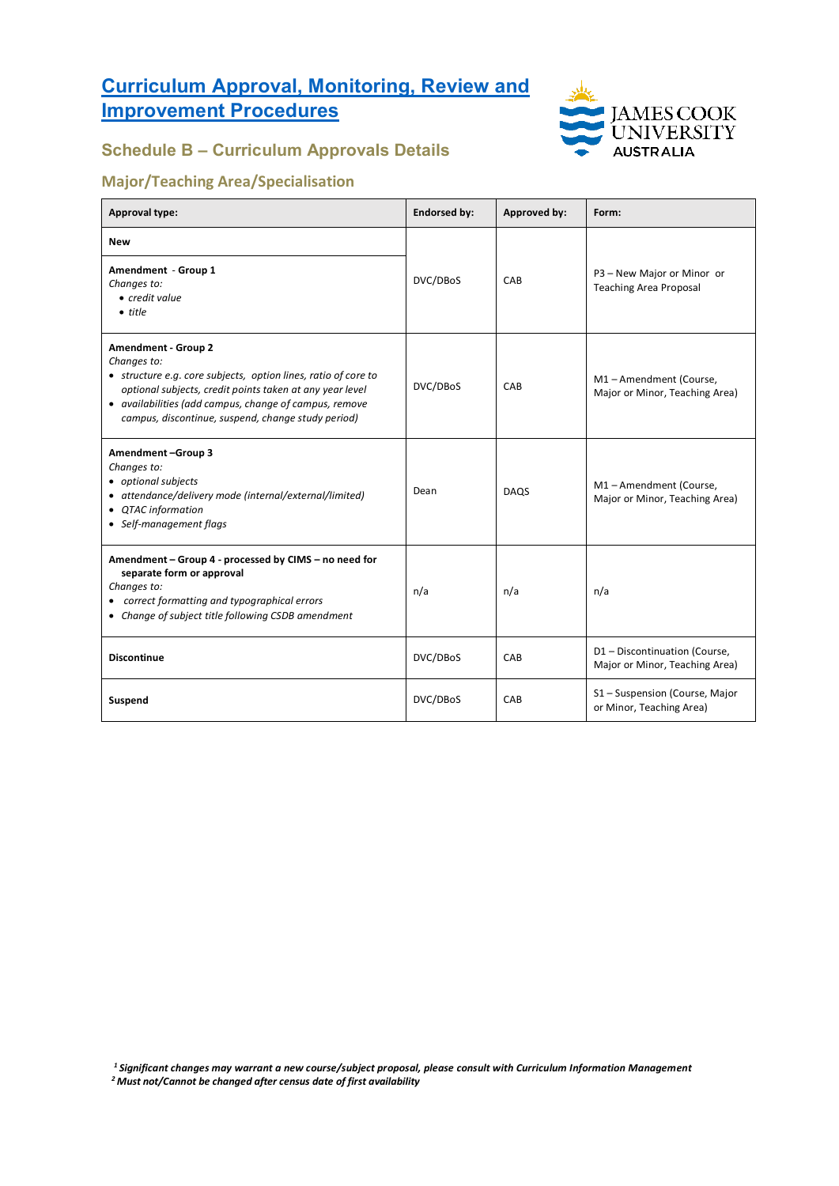# [Curriculum Approval, Monitoring, Review and Improvement Procedures]

## Schedule B – Curriculum Approvals Details

### Major/Teaching Area/Specialisation

| Approval type: | Endorsed by: | Approved by: | Form: |
|---|---|---|---|
| **New** | DVC/DBoS | CAB | P3 – New Major or Minor or Teaching Area Proposal |
| **Amendment - Group 1**<br>*Changes to:*<br>• *credit value*<br>• *title* | DVC/DBoS | CAB | P3 – New Major or Minor or Teaching Area Proposal |
| **Amendment - Group 2**<br>*Changes to:*<br>• *structure e.g. core subjects, option lines, ratio of core to optional subjects, credit points taken at any year level*<br>• *availabilities (add campus, change of campus, remove campus, discontinue, suspend, change study period)* | DVC/DBoS | CAB | M1 – Amendment (Course, Major or Minor, Teaching Area) |
| **Amendment –Group 3**<br>*Changes to:*<br>• *optional subjects*<br>• *attendance/delivery mode (internal/external/limited)*<br>• *QTAC information*<br>• *Self-management flags* | Dean | DAQS | M1 – Amendment (Course, Major or Minor, Teaching Area) |
| **Amendment – Group 4 - processed by CIMS – no need for separate form or approval**<br>*Changes to:*<br>• *correct formatting and typographical errors*<br>• *Change of subject title following CSDB amendment* | n/a | n/a | n/a |
| **Discontinue** | DVC/DBoS | CAB | D1 – Discontinuation (Course, Major or Minor, Teaching Area) |
| **Suspend** | DVC/DBoS | CAB | S1 – Suspension (Course, Major or Minor, Teaching Area) |

***[1] Significant changes may warrant a new course/subject proposal, please consult with Curriculum Information Management***
***[2] Must not/Cannot be changed after census date of first availability***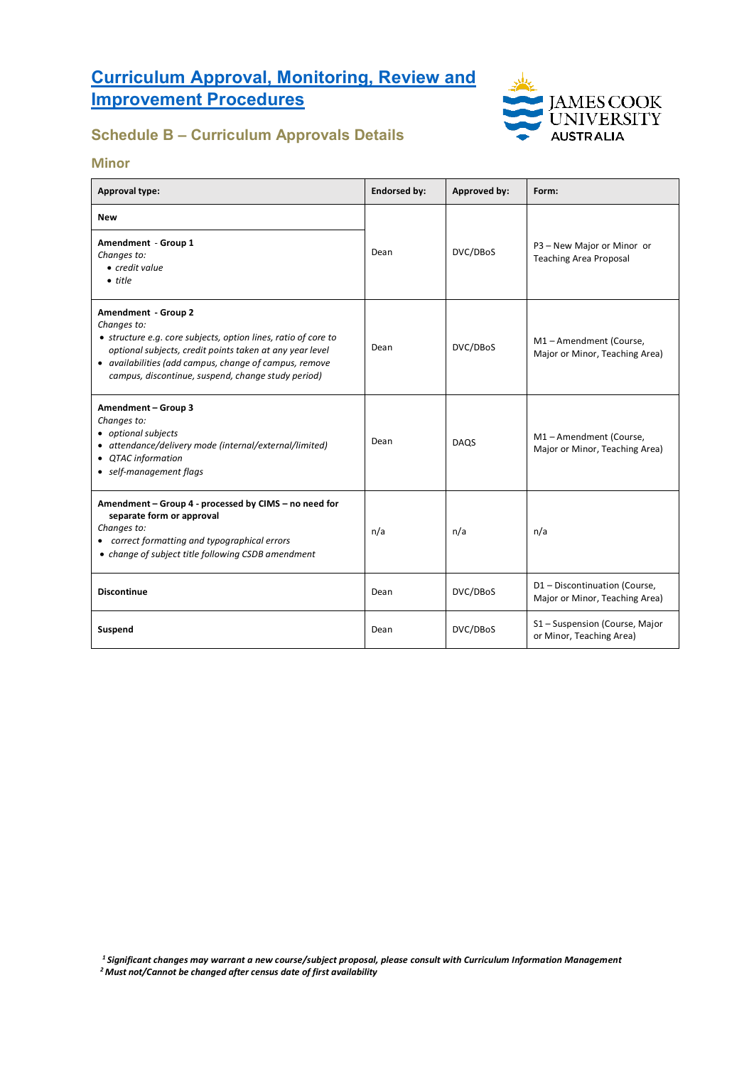# [Curriculum Approval, Monitoring, Review and Improvement Procedures]

## Schedule B – Curriculum Approvals Details

### Minor

| Approval type: | Endorsed by: | Approved by: | Form: |
|---|---|---|---|
| **New**<br><br>**Amendment - Group 1**<br>*Changes to:*<br>• *credit value*<br>• *title* | Dean | DVC/DBoS | P3 – New Major or Minor or Teaching Area Proposal |
| **Amendment - Group 2**<br>*Changes to:*<br>• *structure e.g. core subjects, option lines, ratio of core to optional subjects, credit points taken at any year level*<br>• *availabilities (add campus, change of campus, remove campus, discontinue, suspend, change study period)* | Dean | DVC/DBoS | M1 – Amendment (Course, Major or Minor, Teaching Area) |
| **Amendment – Group 3**<br>*Changes to:*<br>• *optional subjects*<br>• *attendance/delivery mode (internal/external/limited)*<br>• *QTAC information*<br>• *self-management flags* | Dean | DAQS | M1 – Amendment (Course, Major or Minor, Teaching Area) |
| **Amendment – Group 4 - processed by CIMS – no need for separate form or approval**<br>*Changes to:*<br>• *correct formatting and typographical errors*<br>• *change of subject title following CSDB amendment* | n/a | n/a | n/a |
| **Discontinue** | Dean | DVC/DBoS | D1 – Discontinuation (Course, Major or Minor, Teaching Area) |
| **Suspend** | Dean | DVC/DBoS | S1 – Suspension (Course, Major or Minor, Teaching Area) |

***[1] Significant changes may warrant a new course/subject proposal, please consult with Curriculum Information Management***
***[2] Must not/Cannot be changed after census date of first availability***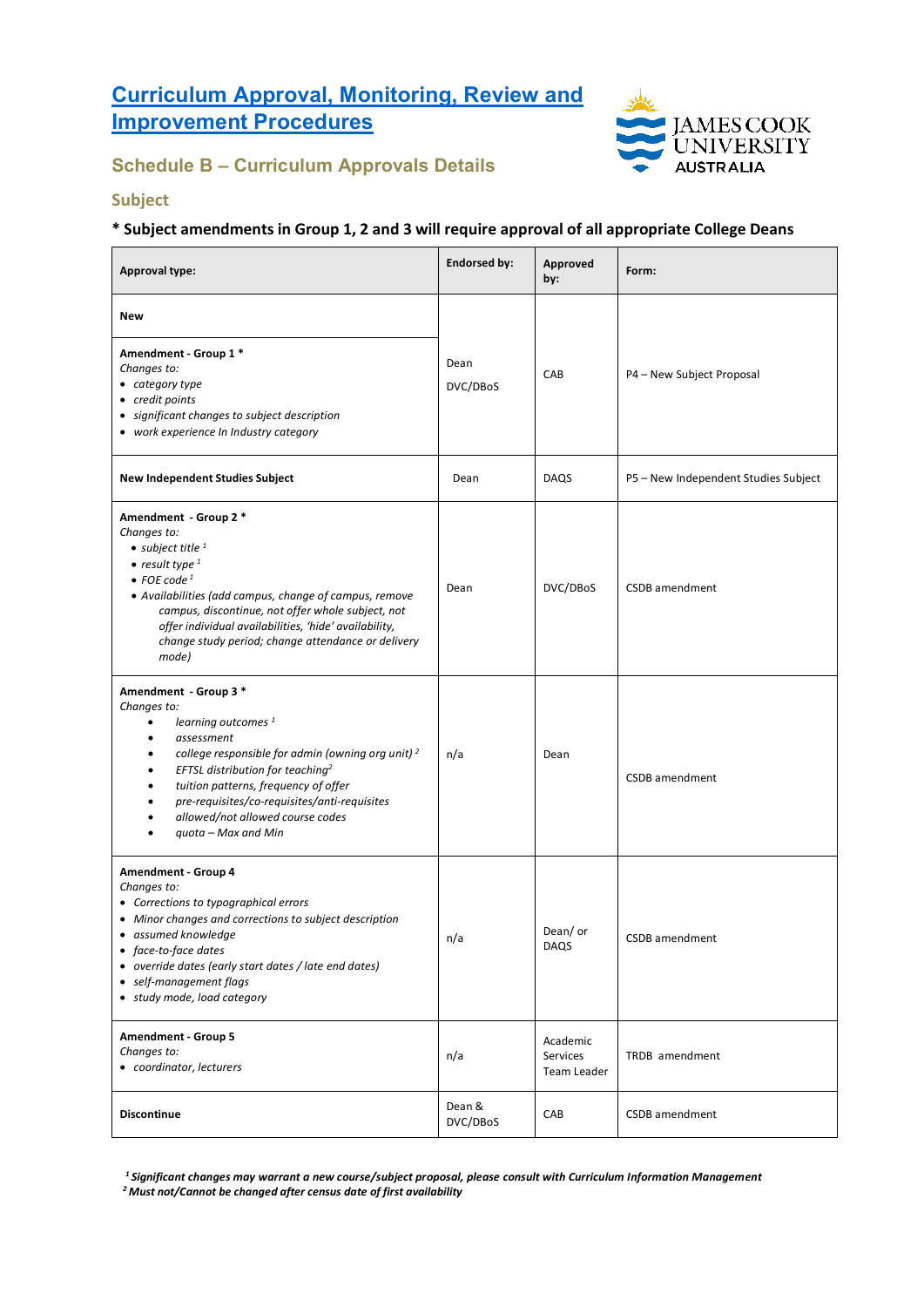# [Curriculum Approval, Monitoring, Review and Improvement Procedures]

## Schedule B – Curriculum Approvals Details

### Subject

**\* Subject amendments in Group 1, 2 and 3 will require approval of all appropriate College Deans**

| Approval type: | Endorsed by: | Approved by: | Form: |
|---|---|---|---|
| **New**<br><br>**Amendment - Group 1 \***<br>*Changes to:*<br>• *category type*<br>• *credit points*<br>• *significant changes to subject description*<br>• *work experience In Industry category* | Dean<br>DVC/DBoS | CAB | P4 – New Subject Proposal |
| **New Independent Studies Subject** | Dean | DAQS | P5 – New Independent Studies Subject |
| **Amendment - Group 2 \***<br>*Changes to:*<br>• *subject title* [1]<br>• *result type* [1]<br>• *FOE code* [1]<br>• *Availabilities (add campus, change of campus, remove campus, discontinue, not offer whole subject, not offer individual availabilities, 'hide' availability, change study period; change attendance or delivery mode)* | Dean | DVC/DBoS | CSDB amendment |
| **Amendment - Group 3 \***<br>*Changes to:*<br>• *learning outcomes* [1]<br>• *assessment*<br>• *college responsible for admin (owning org unit)* [2]<br>• *EFTSL distribution for teaching* [2]<br>• *tuition patterns, frequency of offer*<br>• *pre-requisites/co-requisites/anti-requisites*<br>• *allowed/not allowed course codes*<br>• *quota – Max and Min* | n/a | Dean | CSDB amendment |
| **Amendment - Group 4**<br>*Changes to:*<br>• *Corrections to typographical errors*<br>• *Minor changes and corrections to subject description*<br>• *assumed knowledge*<br>• *face-to-face dates*<br>• *override dates (early start dates / late end dates)*<br>• *self-management flags*<br>• *study mode, load category* | n/a | Dean/ or DAQS | CSDB amendment |
| **Amendment - Group 5**<br>*Changes to:*<br>• *coordinator, lecturers* | n/a | Academic Services Team Leader | TRDB amendment |
| **Discontinue** | Dean & DVC/DBoS | CAB | CSDB amendment |

***[1] Significant changes may warrant a new course/subject proposal, please consult with Curriculum Information Management***
***[2] Must not/Cannot be changed after census date of first availability***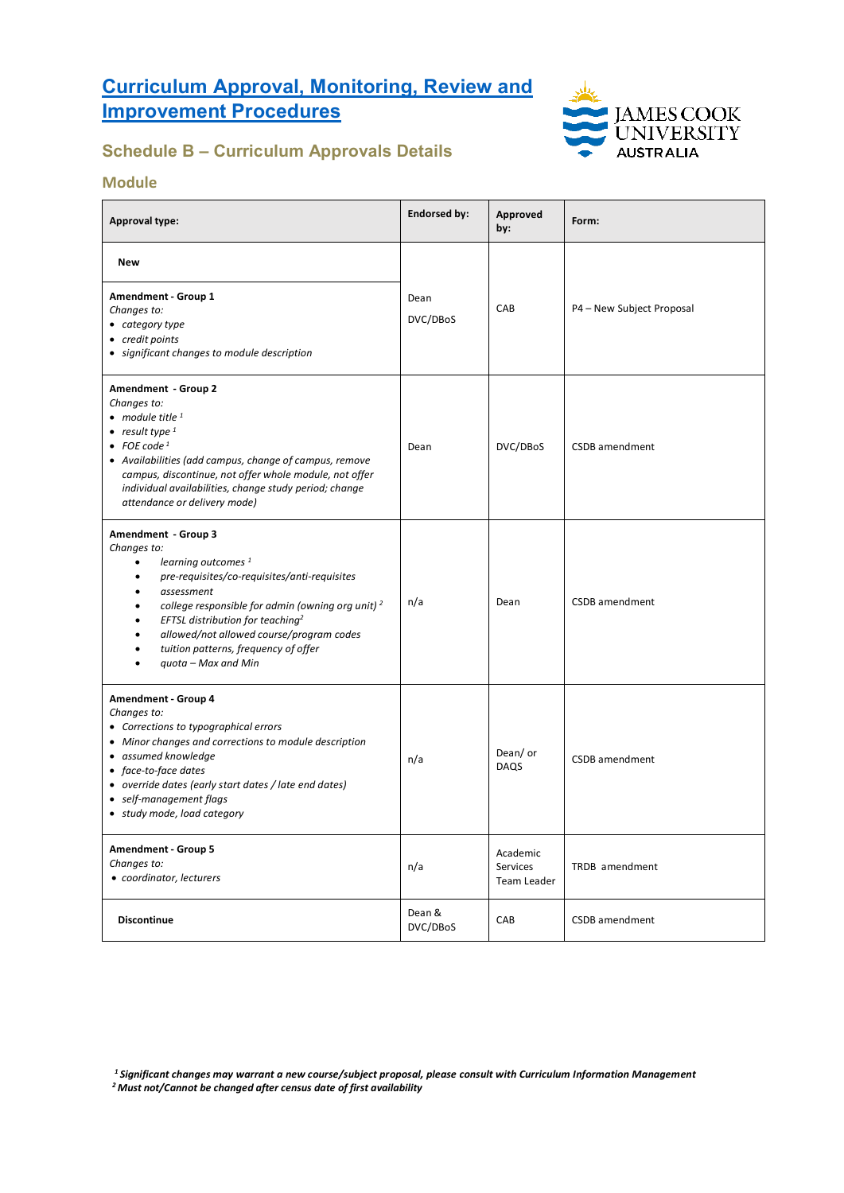# Curriculum Approval, Monitoring, Review and Improvement Procedures

## Schedule B – Curriculum Approvals Details

### Module

| Approval type: | Endorsed by: | Approved by: | Form: |
|---|---|---|---|
| **New**<br><br>**Amendment - Group 1**<br>*Changes to:*<br>• *category type*<br>• *credit points*<br>• *significant changes to module description* | Dean<br>DVC/DBoS | CAB | P4 – New Subject Proposal |
| **Amendment - Group 2**<br>*Changes to:*<br>• *module title* [1]<br>• *result type* [1]<br>• *FOE code* [1]<br>• *Availabilities (add campus, change of campus, remove campus, discontinue, not offer whole module, not offer individual availabilities, change study period; change attendance or delivery mode)* | Dean | DVC/DBoS | CSDB amendment |
| **Amendment - Group 3**<br>*Changes to:*<br>• *learning outcomes* [1]<br>• *pre-requisites/co-requisites/anti-requisites*<br>• *assessment*<br>• *college responsible for admin (owning org unit)* [2]<br>• *EFTSL distribution for teaching*[2]<br>• *allowed/not allowed course/program codes*<br>• *tuition patterns, frequency of offer*<br>• *quota – Max and Min* | n/a | Dean | CSDB amendment |
| **Amendment - Group 4**<br>*Changes to:*<br>• *Corrections to typographical errors*<br>• *Minor changes and corrections to module description*<br>• *assumed knowledge*<br>• *face-to-face dates*<br>• *override dates (early start dates / late end dates)*<br>• *self-management flags*<br>• *study mode, load category* | n/a | Dean/ or DAQS | CSDB amendment |
| **Amendment - Group 5**<br>*Changes to:*<br>• *coordinator, lecturers* | n/a | Academic Services Team Leader | TRDB amendment |
| **Discontinue** | Dean & DVC/DBoS | CAB | CSDB amendment |

[1] ***Significant changes may warrant a new course/subject proposal, please consult with Curriculum Information Management***
[2] ***Must not/Cannot be changed after census date of first availability***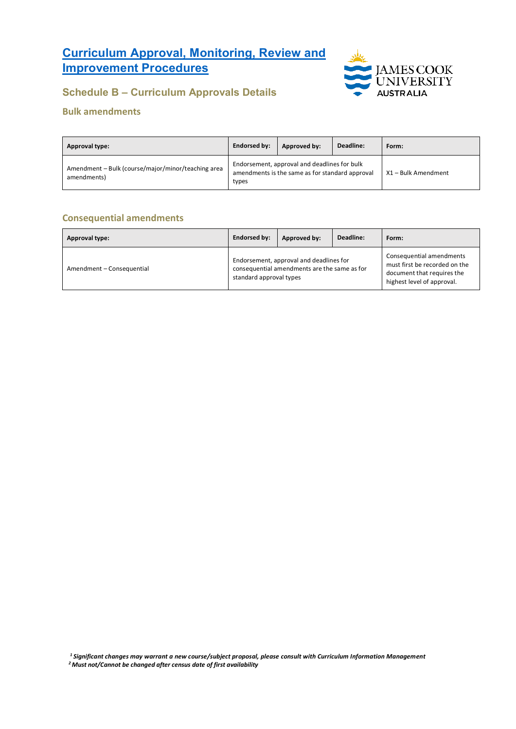# Curriculum Approval, Monitoring, Review and Improvement Procedures

## Schedule B – Curriculum Approvals Details

### Bulk amendments

| Approval type: | Endorsed by: | Approved by: | Deadline: | Form: |
|---|---|---|---|---|
| Amendment – Bulk (course/major/minor/teaching area amendments) | Endorsement, approval and deadlines for bulk amendments is the same as for standard approval types | | | X1 – Bulk Amendment |

### Consequential amendments

| Approval type: | Endorsed by: | Approved by: | Deadline: | Form: |
|---|---|---|---|---|
| Amendment – Consequential | Endorsement, approval and deadlines for consequential amendments are the same as for standard approval types | | | Consequential amendments must first be recorded on the document that requires the highest level of approval. |

[1] ***Significant changes may warrant a new course/subject proposal, please consult with Curriculum Information Management***
[2] ***Must not/Cannot be changed after census date of first availability***